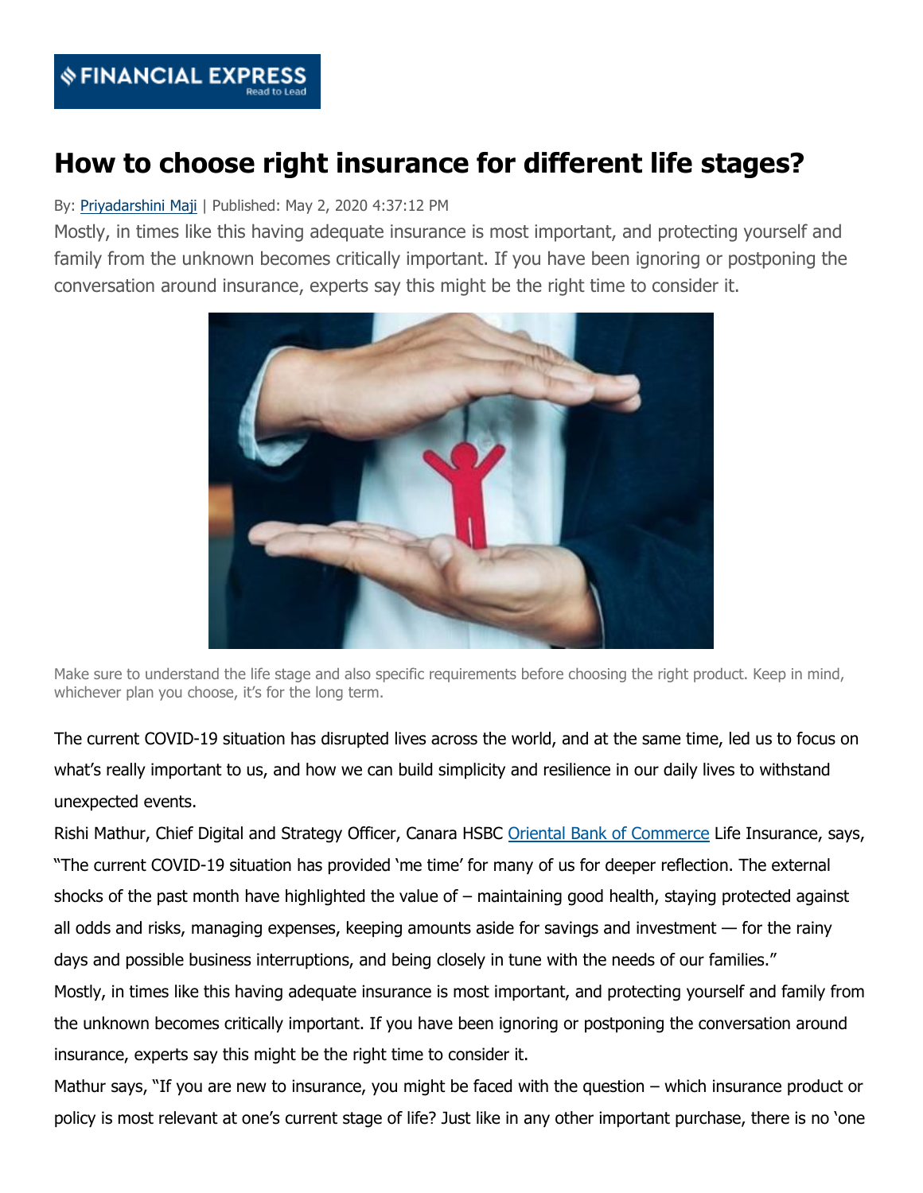FINANCIAL EXPRESS
Read to Lead

# How to choose right insurance for different life stages?

By: Priyadarshini Maji | Published: May 2, 2020 4:37:12 PM

Mostly, in times like this having adequate insurance is most important, and protecting yourself and family from the unknown becomes critically important. If you have been ignoring or postponing the conversation around insurance, experts say this might be the right time to consider it.

Make sure to understand the life stage and also specific requirements before choosing the right product. Keep in mind, whichever plan you choose, it's for the long term.

The current COVID-19 situation has disrupted lives across the world, and at the same time, led us to focus on what's really important to us, and how we can build simplicity and resilience in our daily lives to withstand unexpected events.

Rishi Mathur, Chief Digital and Strategy Officer, Canara HSBC Oriental Bank of Commerce Life Insurance, says, "The current COVID-19 situation has provided 'me time' for many of us for deeper reflection. The external shocks of the past month have highlighted the value of – maintaining good health, staying protected against all odds and risks, managing expenses, keeping amounts aside for savings and investment — for the rainy days and possible business interruptions, and being closely in tune with the needs of our families."

Mostly, in times like this having adequate insurance is most important, and protecting yourself and family from the unknown becomes critically important. If you have been ignoring or postponing the conversation around insurance, experts say this might be the right time to consider it.

Mathur says, "If you are new to insurance, you might be faced with the question – which insurance product or policy is most relevant at one's current stage of life? Just like in any other important purchase, there is no 'one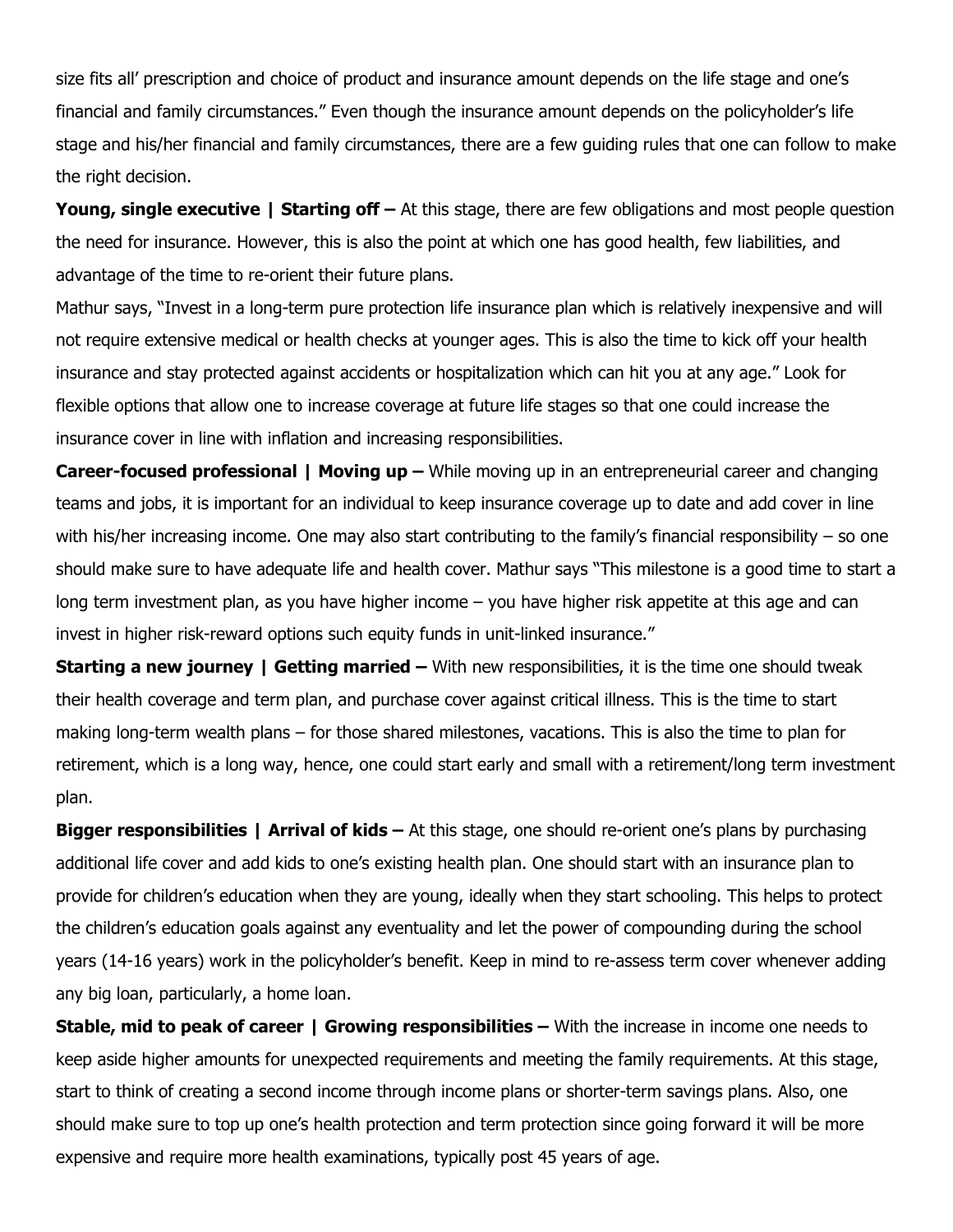size fits all' prescription and choice of product and insurance amount depends on the life stage and one's financial and family circumstances." Even though the insurance amount depends on the policyholder's life stage and his/her financial and family circumstances, there are a few guiding rules that one can follow to make the right decision.

**Young, single executive | Starting off –** At this stage, there are few obligations and most people question the need for insurance. However, this is also the point at which one has good health, few liabilities, and advantage of the time to re-orient their future plans.

Mathur says, "Invest in a long-term pure protection life insurance plan which is relatively inexpensive and will not require extensive medical or health checks at younger ages. This is also the time to kick off your health insurance and stay protected against accidents or hospitalization which can hit you at any age." Look for flexible options that allow one to increase coverage at future life stages so that one could increase the insurance cover in line with inflation and increasing responsibilities.

**Career-focused professional | Moving up –** While moving up in an entrepreneurial career and changing teams and jobs, it is important for an individual to keep insurance coverage up to date and add cover in line with his/her increasing income. One may also start contributing to the family's financial responsibility – so one should make sure to have adequate life and health cover. Mathur says "This milestone is a good time to start a long term investment plan, as you have higher income – you have higher risk appetite at this age and can invest in higher risk-reward options such equity funds in unit-linked insurance."

**Starting a new journey | Getting married –** With new responsibilities, it is the time one should tweak their health coverage and term plan, and purchase cover against critical illness. This is the time to start making long-term wealth plans – for those shared milestones, vacations. This is also the time to plan for retirement, which is a long way, hence, one could start early and small with a retirement/long term investment plan.

**Bigger responsibilities | Arrival of kids –** At this stage, one should re-orient one's plans by purchasing additional life cover and add kids to one's existing health plan. One should start with an insurance plan to provide for children's education when they are young, ideally when they start schooling. This helps to protect the children's education goals against any eventuality and let the power of compounding during the school years (14-16 years) work in the policyholder's benefit. Keep in mind to re-assess term cover whenever adding any big loan, particularly, a home loan.

**Stable, mid to peak of career | Growing responsibilities –** With the increase in income one needs to keep aside higher amounts for unexpected requirements and meeting the family requirements. At this stage, start to think of creating a second income through income plans or shorter-term savings plans. Also, one should make sure to top up one's health protection and term protection since going forward it will be more expensive and require more health examinations, typically post 45 years of age.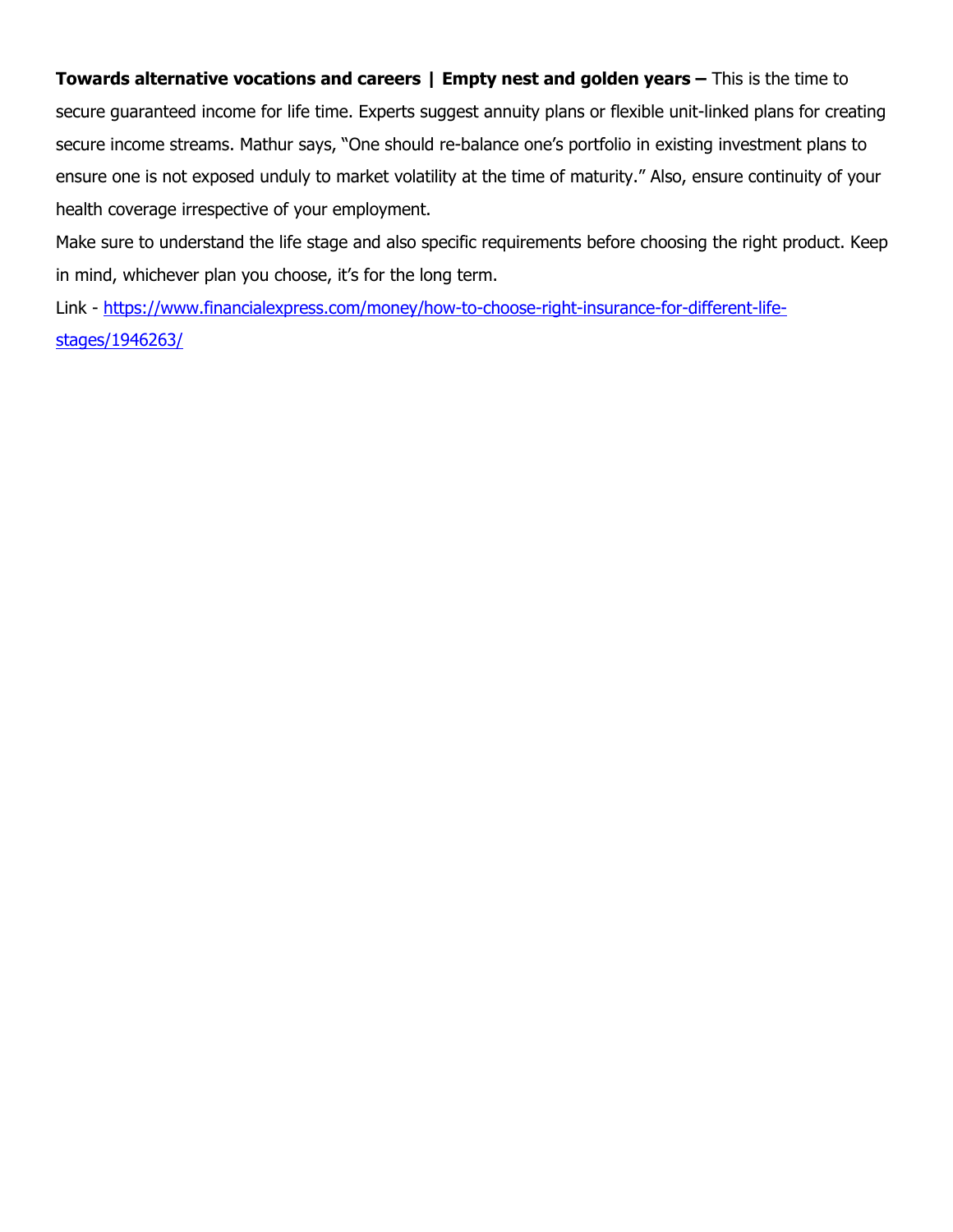**Towards alternative vocations and careers | Empty nest and golden years –** This is the time to secure guaranteed income for life time. Experts suggest annuity plans or flexible unit-linked plans for creating secure income streams. Mathur says, "One should re-balance one's portfolio in existing investment plans to ensure one is not exposed unduly to market volatility at the time of maturity." Also, ensure continuity of your health coverage irrespective of your employment.

Make sure to understand the life stage and also specific requirements before choosing the right product. Keep in mind, whichever plan you choose, it's for the long term.

Link - [https://www.financialexpress.com/money/how-to-choose-right-insurance-for-different-life-stages/1946263/](https://www.financialexpress.com/money/how-to-choose-right-insurance-for-different-life-stages/1946263/)